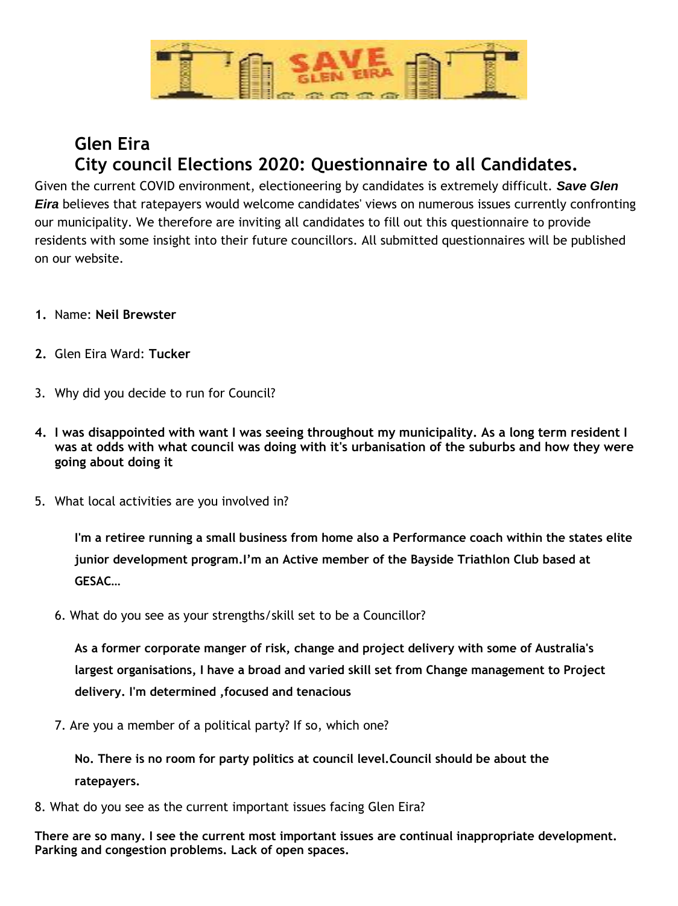## Glen Eira
## City council Elections 2020: Questionnaire to all Candidates.

Given the current COVID environment, electioneering by candidates is extremely difficult. ***Save Glen Eira*** believes that ratepayers would welcome candidates' views on numerous issues currently confronting our municipality. We therefore are inviting all candidates to fill out this questionnaire to provide residents with some insight into their future councillors. All submitted questionnaires will be published on our website.

1. Name: **Neil Brewster**
2. Glen Eira Ward: **Tucker**
3. Why did you decide to run for Council?
4. **I was disappointed with want I was seeing throughout my municipality. As a long term resident I was at odds with what council was doing with it's urbanisation of the suburbs and how they were going about doing it**
5. What local activities are you involved in?

   **I'm a retiree running a small business from home also a Performance coach within the states elite junior development program.I'm an Active member of the Bayside Triathlon Club based at GESAC…**

6. What do you see as your strengths/skill set to be a Councillor?

   **As a former corporate manger of risk, change and project delivery with some of Australia's largest organisations, I have a broad and varied skill set from Change management to Project delivery. I'm determined ,focused and tenacious**

7. Are you a member of a political party? If so, which one?

   **No. There is no room for party politics at council level.Council should be about the ratepayers.**

8. What do you see as the current important issues facing Glen Eira?

**There are so many. I see the current most important issues are continual inappropriate development. Parking and congestion problems. Lack of open spaces.**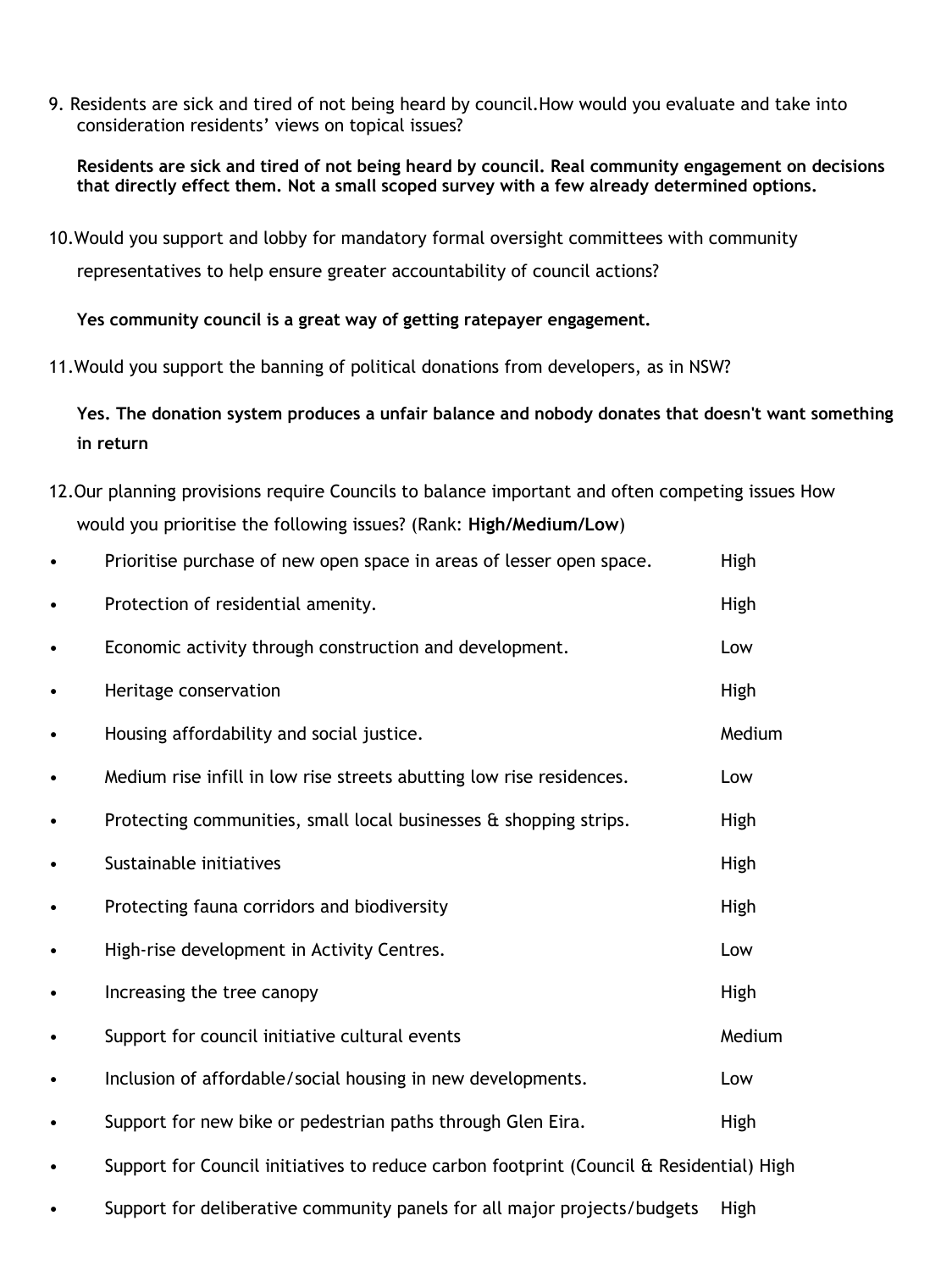9. Residents are sick and tired of not being heard by council.How would you evaluate and take into consideration residents' views on topical issues?

   **Residents are sick and tired of not being heard by council. Real community engagement on decisions that directly effect them. Not a small scoped survey with a few already determined options.**

10. Would you support and lobby for mandatory formal oversight committees with community representatives to help ensure greater accountability of council actions?

    **Yes community council is a great way of getting ratepayer engagement.**

11. Would you support the banning of political donations from developers, as in NSW?

    **Yes. The donation system produces a unfair balance and nobody donates that doesn't want something in return**

12. Our planning provisions require Councils to balance important and often competing issues How would you prioritise the following issues? (Rank: **High/Medium/Low**)

- Prioritise purchase of new open space in areas of lesser open space. High
- Protection of residential amenity. High
- Economic activity through construction and development. Low
- Heritage conservation High
- Housing affordability and social justice. Medium
- Medium rise infill in low rise streets abutting low rise residences. Low
- Protecting communities, small local businesses & shopping strips. High
- Sustainable initiatives High
- Protecting fauna corridors and biodiversity High
- High-rise development in Activity Centres. Low
- Increasing the tree canopy High
- Support for council initiative cultural events Medium
- Inclusion of affordable/social housing in new developments. Low
- Support for new bike or pedestrian paths through Glen Eira. High
- Support for Council initiatives to reduce carbon footprint (Council & Residential) High
- Support for deliberative community panels for all major projects/budgets High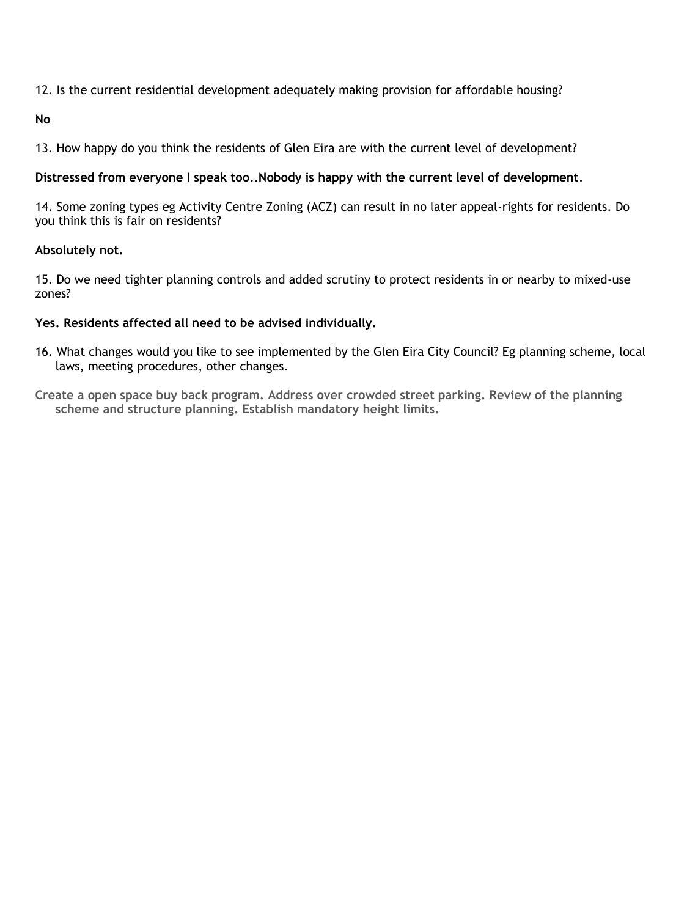12. Is the current residential development adequately making provision for affordable housing?

**No**

13. How happy do you think the residents of Glen Eira are with the current level of development?

**Distressed from everyone I speak too..Nobody is happy with the current level of development**.

14. Some zoning types eg Activity Centre Zoning (ACZ) can result in no later appeal-rights for residents. Do you think this is fair on residents?

**Absolutely not.**

15. Do we need tighter planning controls and added scrutiny to protect residents in or nearby to mixed-use zones?

**Yes. Residents affected all need to be advised individually.**

16. What changes would you like to see implemented by the Glen Eira City Council? Eg planning scheme, local laws, meeting procedures, other changes.

**Create a open space buy back program. Address over crowded street parking. Review of the planning scheme and structure planning. Establish mandatory height limits.**